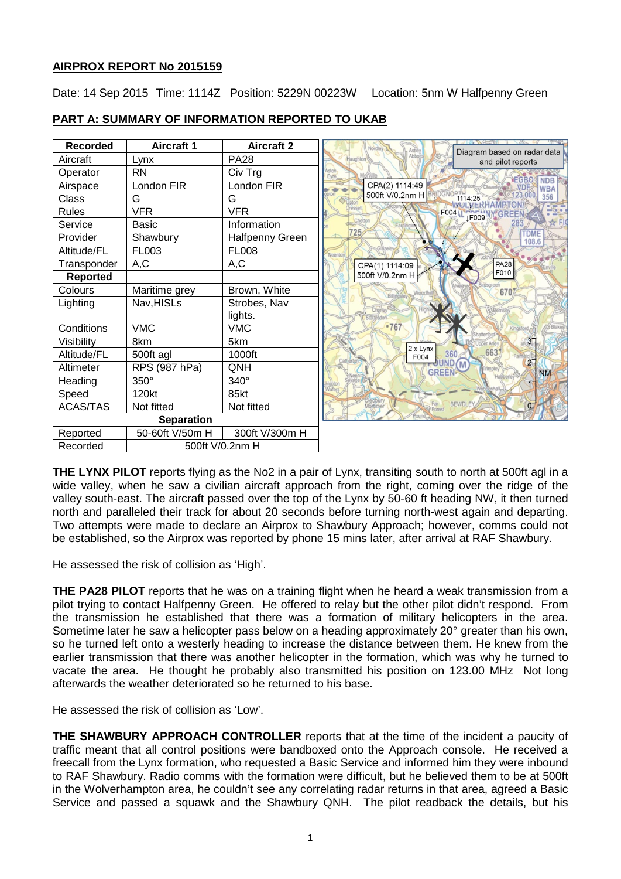## AIRPROX REPORT No 2015159

Date: 14 Sep 2015 Time: 1114Z Position: 5229N 00223W Location: 5nm W Halfpenny Green

## PART A: SUMMARY OF INFORMATION REPORTED TO UKAB

| Recorded | Aircraft 1 | Aircraft 2 |
|---|---|---|
| Aircraft | Lynx | PA28 |
| Operator | RN | Civ Trg |
| Airspace | London FIR | London FIR |
| Class | G | G |
| Rules | VFR | VFR |
| Service | Basic | Information |
| Provider | Shawbury | Halfpenny Green |
| Altitude/FL | FL003 | FL008 |
| Transponder | A,C | A,C |
| **Reported** | | |
| Colours | Maritime grey | Brown, White |
| Lighting | Nav,HISLs | Strobes, Nav lights. |
| Conditions | VMC | VMC |
| Visibility | 8km | 5km |
| Altitude/FL | 500ft agl | 1000ft |
| Altimeter | RPS (987 hPa) | QNH |
| Heading | 350° | 340° |
| Speed | 120kt | 85kt |
| ACAS/TAS | Not fitted | Not fitted |
| **Separation** | | |
| Reported | 50-60ft V/50m H | 300ft V/300m H |
| Recorded | 500ft V/0.2nm H | |

Diagram based on radar data and pilot reports

CPA(2) 1114:49 500ft V/0.2nm H

CPA(1) 1114:09 500ft V/0.2nm H

**THE LYNX PILOT** reports flying as the No2 in a pair of Lynx, transiting south to north at 500ft agl in a wide valley, when he saw a civilian aircraft approach from the right, coming over the ridge of the valley south-east. The aircraft passed over the top of the Lynx by 50-60 ft heading NW, it then turned north and paralleled their track for about 20 seconds before turning north-west again and departing. Two attempts were made to declare an Airprox to Shawbury Approach; however, comms could not be established, so the Airprox was reported by phone 15 mins later, after arrival at RAF Shawbury.

He assessed the risk of collision as 'High'.

**THE PA28 PILOT** reports that he was on a training flight when he heard a weak transmission from a pilot trying to contact Halfpenny Green. He offered to relay but the other pilot didn't respond. From the transmission he established that there was a formation of military helicopters in the area. Sometime later he saw a helicopter pass below on a heading approximately 20° greater than his own, so he turned left onto a westerly heading to increase the distance between them. He knew from the earlier transmission that there was another helicopter in the formation, which was why he turned to vacate the area. He thought he probably also transmitted his position on 123.00 MHz Not long afterwards the weather deteriorated so he returned to his base.

He assessed the risk of collision as 'Low'.

**THE SHAWBURY APPROACH CONTROLLER** reports that at the time of the incident a paucity of traffic meant that all control positions were bandboxed onto the Approach console. He received a freecall from the Lynx formation, who requested a Basic Service and informed him they were inbound to RAF Shawbury. Radio comms with the formation were difficult, but he believed them to be at 500ft in the Wolverhampton area, he couldn't see any correlating radar returns in that area, agreed a Basic Service and passed a squawk and the Shawbury QNH. The pilot readback the details, but his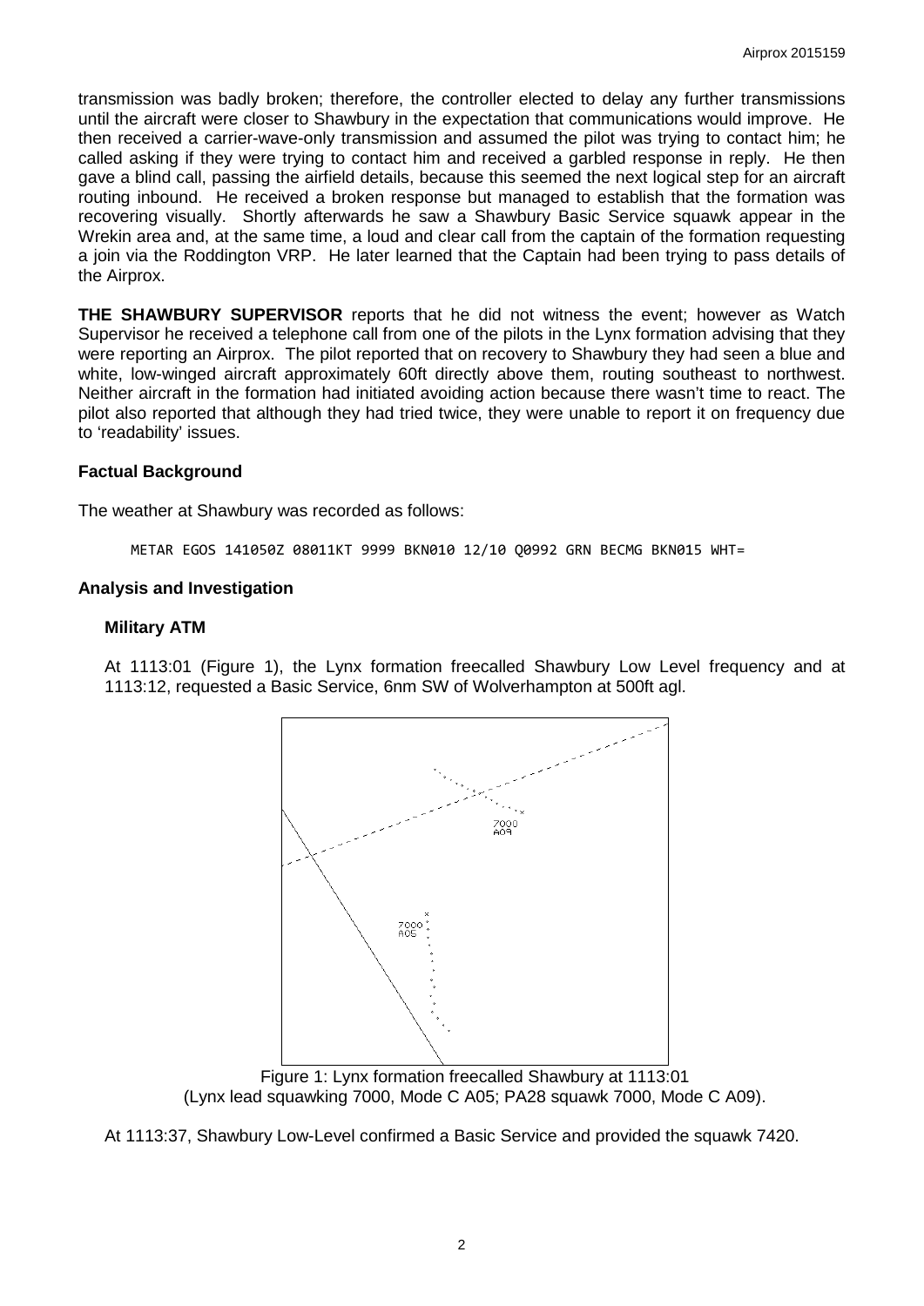transmission was badly broken; therefore, the controller elected to delay any further transmissions until the aircraft were closer to Shawbury in the expectation that communications would improve. He then received a carrier-wave-only transmission and assumed the pilot was trying to contact him; he called asking if they were trying to contact him and received a garbled response in reply. He then gave a blind call, passing the airfield details, because this seemed the next logical step for an aircraft routing inbound. He received a broken response but managed to establish that the formation was recovering visually. Shortly afterwards he saw a Shawbury Basic Service squawk appear in the Wrekin area and, at the same time, a loud and clear call from the captain of the formation requesting a join via the Roddington VRP. He later learned that the Captain had been trying to pass details of the Airprox.

**THE SHAWBURY SUPERVISOR** reports that he did not witness the event; however as Watch Supervisor he received a telephone call from one of the pilots in the Lynx formation advising that they were reporting an Airprox. The pilot reported that on recovery to Shawbury they had seen a blue and white, low-winged aircraft approximately 60ft directly above them, routing southeast to northwest. Neither aircraft in the formation had initiated avoiding action because there wasn't time to react. The pilot also reported that although they had tried twice, they were unable to report it on frequency due to 'readability' issues.

## Factual Background

The weather at Shawbury was recorded as follows:

```
METAR EGOS 141050Z 08011KT 9999 BKN010 12/10 Q0992 GRN BECMG BKN015 WHT=
```

## Analysis and Investigation

### Military ATM

At 1113:01 (Figure 1), the Lynx formation freecalled Shawbury Low Level frequency and at 1113:12, requested a Basic Service, 6nm SW of Wolverhampton at 500ft agl.

Figure 1: Lynx formation freecalled Shawbury at 1113:01
(Lynx lead squawking 7000, Mode C A05; PA28 squawk 7000, Mode C A09).

At 1113:37, Shawbury Low-Level confirmed a Basic Service and provided the squawk 7420.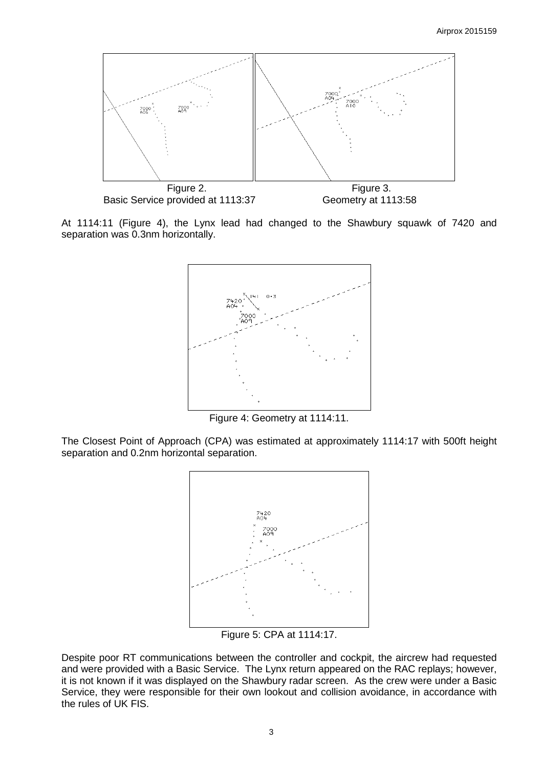Figure 2.
Basic Service provided at 1113:37

Figure 3.
Geometry at 1113:58

At 1114:11 (Figure 4), the Lynx lead had changed to the Shawbury squawk of 7420 and separation was 0.3nm horizontally.

Figure 4: Geometry at 1114:11.

The Closest Point of Approach (CPA) was estimated at approximately 1114:17 with 500ft height separation and 0.2nm horizontal separation.

Figure 5: CPA at 1114:17.

Despite poor RT communications between the controller and cockpit, the aircrew had requested and were provided with a Basic Service. The Lynx return appeared on the RAC replays; however, it is not known if it was displayed on the Shawbury radar screen. As the crew were under a Basic Service, they were responsible for their own lookout and collision avoidance, in accordance with the rules of UK FIS.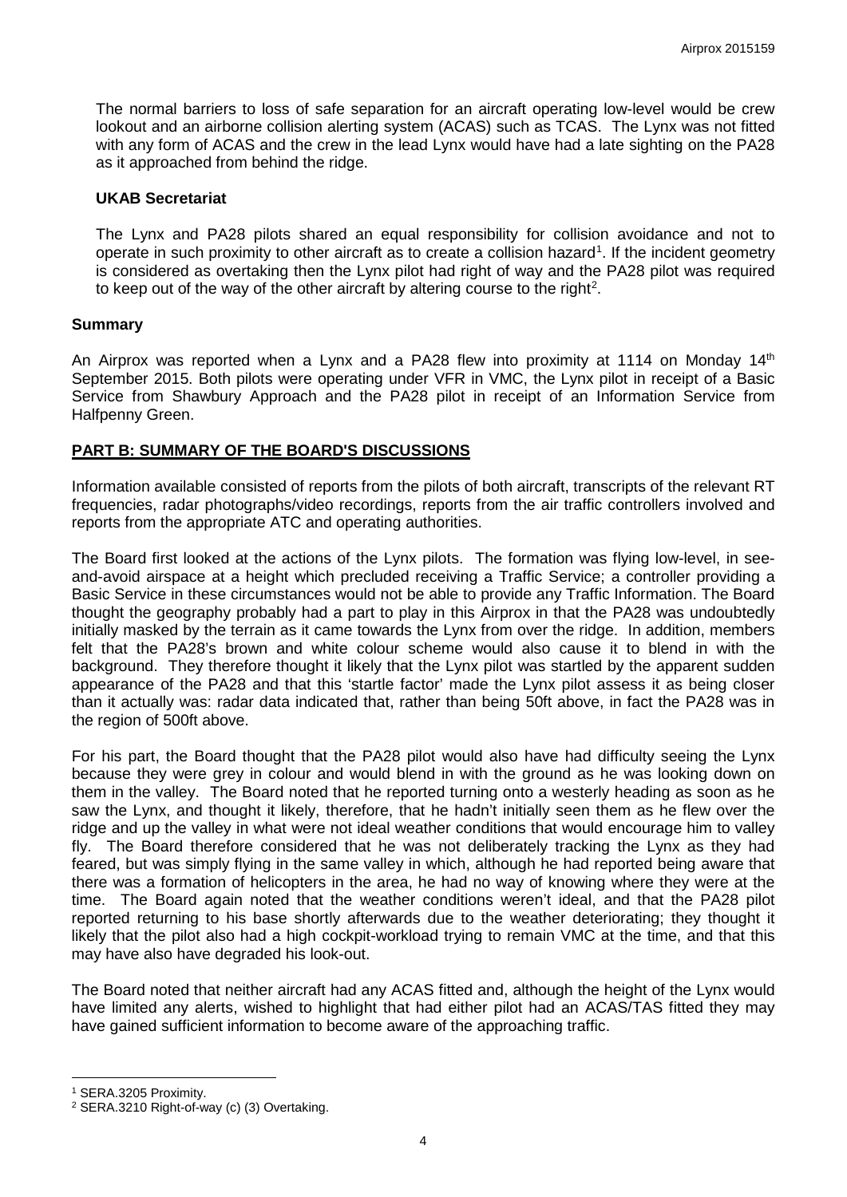The normal barriers to loss of safe separation for an aircraft operating low-level would be crew lookout and an airborne collision alerting system (ACAS) such as TCAS. The Lynx was not fitted with any form of ACAS and the crew in the lead Lynx would have had a late sighting on the PA28 as it approached from behind the ridge.

### UKAB Secretariat

The Lynx and PA28 pilots shared an equal responsibility for collision avoidance and not to operate in such proximity to other aircraft as to create a collision hazard[1]. If the incident geometry is considered as overtaking then the Lynx pilot had right of way and the PA28 pilot was required to keep out of the way of the other aircraft by altering course to the right[2].

## Summary

An Airprox was reported when a Lynx and a PA28 flew into proximity at 1114 on Monday 14th September 2015. Both pilots were operating under VFR in VMC, the Lynx pilot in receipt of a Basic Service from Shawbury Approach and the PA28 pilot in receipt of an Information Service from Halfpenny Green.

## PART B: SUMMARY OF THE BOARD'S DISCUSSIONS

Information available consisted of reports from the pilots of both aircraft, transcripts of the relevant RT frequencies, radar photographs/video recordings, reports from the air traffic controllers involved and reports from the appropriate ATC and operating authorities.

The Board first looked at the actions of the Lynx pilots. The formation was flying low-level, in see-and-avoid airspace at a height which precluded receiving a Traffic Service; a controller providing a Basic Service in these circumstances would not be able to provide any Traffic Information. The Board thought the geography probably had a part to play in this Airprox in that the PA28 was undoubtedly initially masked by the terrain as it came towards the Lynx from over the ridge. In addition, members felt that the PA28's brown and white colour scheme would also cause it to blend in with the background. They therefore thought it likely that the Lynx pilot was startled by the apparent sudden appearance of the PA28 and that this 'startle factor' made the Lynx pilot assess it as being closer than it actually was: radar data indicated that, rather than being 50ft above, in fact the PA28 was in the region of 500ft above.

For his part, the Board thought that the PA28 pilot would also have had difficulty seeing the Lynx because they were grey in colour and would blend in with the ground as he was looking down on them in the valley. The Board noted that he reported turning onto a westerly heading as soon as he saw the Lynx, and thought it likely, therefore, that he hadn't initially seen them as he flew over the ridge and up the valley in what were not ideal weather conditions that would encourage him to valley fly. The Board therefore considered that he was not deliberately tracking the Lynx as they had feared, but was simply flying in the same valley in which, although he had reported being aware that there was a formation of helicopters in the area, he had no way of knowing where they were at the time. The Board again noted that the weather conditions weren't ideal, and that the PA28 pilot reported returning to his base shortly afterwards due to the weather deteriorating; they thought it likely that the pilot also had a high cockpit-workload trying to remain VMC at the time, and that this may have also have degraded his look-out.

The Board noted that neither aircraft had any ACAS fitted and, although the height of the Lynx would have limited any alerts, wished to highlight that had either pilot had an ACAS/TAS fitted they may have gained sufficient information to become aware of the approaching traffic.

---

[1] SERA.3205 Proximity.

[2] SERA.3210 Right-of-way (c) (3) Overtaking.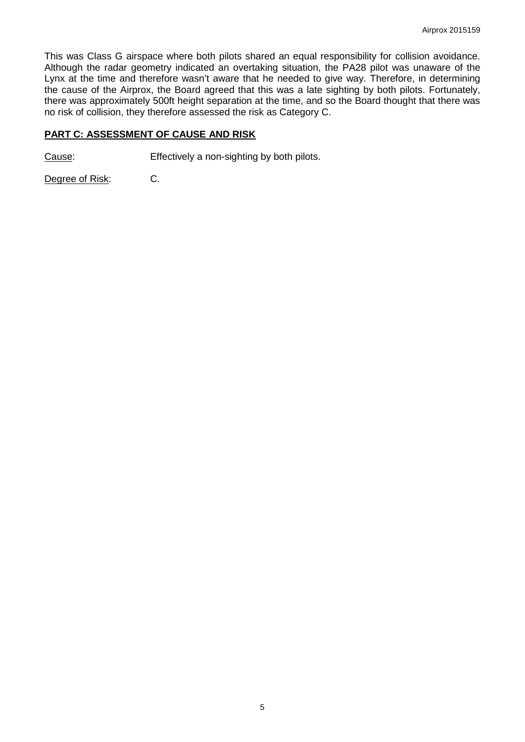This was Class G airspace where both pilots shared an equal responsibility for collision avoidance. Although the radar geometry indicated an overtaking situation, the PA28 pilot was unaware of the Lynx at the time and therefore wasn't aware that he needed to give way. Therefore, in determining the cause of the Airprox, the Board agreed that this was a late sighting by both pilots. Fortunately, there was approximately 500ft height separation at the time, and so the Board thought that there was no risk of collision, they therefore assessed the risk as Category C.

## PART C: ASSESSMENT OF CAUSE AND RISK

Cause: Effectively a non-sighting by both pilots.

Degree of Risk: C.